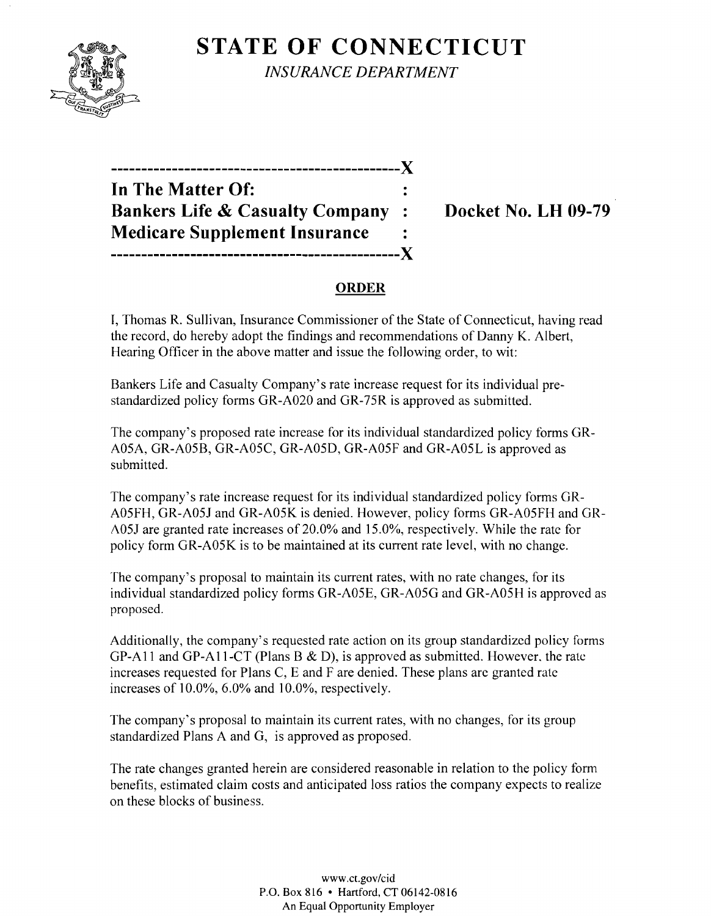# STATE OF CONNECTICUT

*INSURANCE DEPARTMENT*

---------------------------------------------X

**In The Matter Of:** :
**Bankers Life & Casualty Company** : **Docket No. LH 09-79**
**Medicare Supplement Insurance** :

---------------------------------------------X

## ORDER

I, Thomas R. Sullivan, Insurance Commissioner of the State of Connecticut, having read the record, do hereby adopt the findings and recommendations of Danny K. Albert, Hearing Officer in the above matter and issue the following order, to wit:

Bankers Life and Casualty Company's rate increase request for its individual pre-standardized policy forms GR-A020 and GR-75R is approved as submitted.

The company's proposed rate increase for its individual standardized policy forms GR-A05A, GR-A05B, GR-A05C, GR-A05D, GR-A05F and GR-A05L is approved as submitted.

The company's rate increase request for its individual standardized policy forms GR-A05FH, GR-A05J and GR-A05K is denied. However, policy forms GR-A05FH and GR-A05J are granted rate increases of 20.0% and 15.0%, respectively. While the rate for policy form GR-A05K is to be maintained at its current rate level, with no change.

The company's proposal to maintain its current rates, with no rate changes, for its individual standardized policy forms GR-A05E, GR-A05G and GR-A05H is approved as proposed.

Additionally, the company's requested rate action on its group standardized policy forms GP-A11 and GP-A11-CT (Plans B & D), is approved as submitted. However, the rate increases requested for Plans C, E and F are denied. These plans are granted rate increases of 10.0%, 6.0% and 10.0%, respectively.

The company's proposal to maintain its current rates, with no changes, for its group standardized Plans A and G, is approved as proposed.

The rate changes granted herein are considered reasonable in relation to the policy form benefits, estimated claim costs and anticipated loss ratios the company expects to realize on these blocks of business.

www.ct.gov/cid
P.O. Box 816 • Hartford, CT 06142-0816
An Equal Opportunity Employer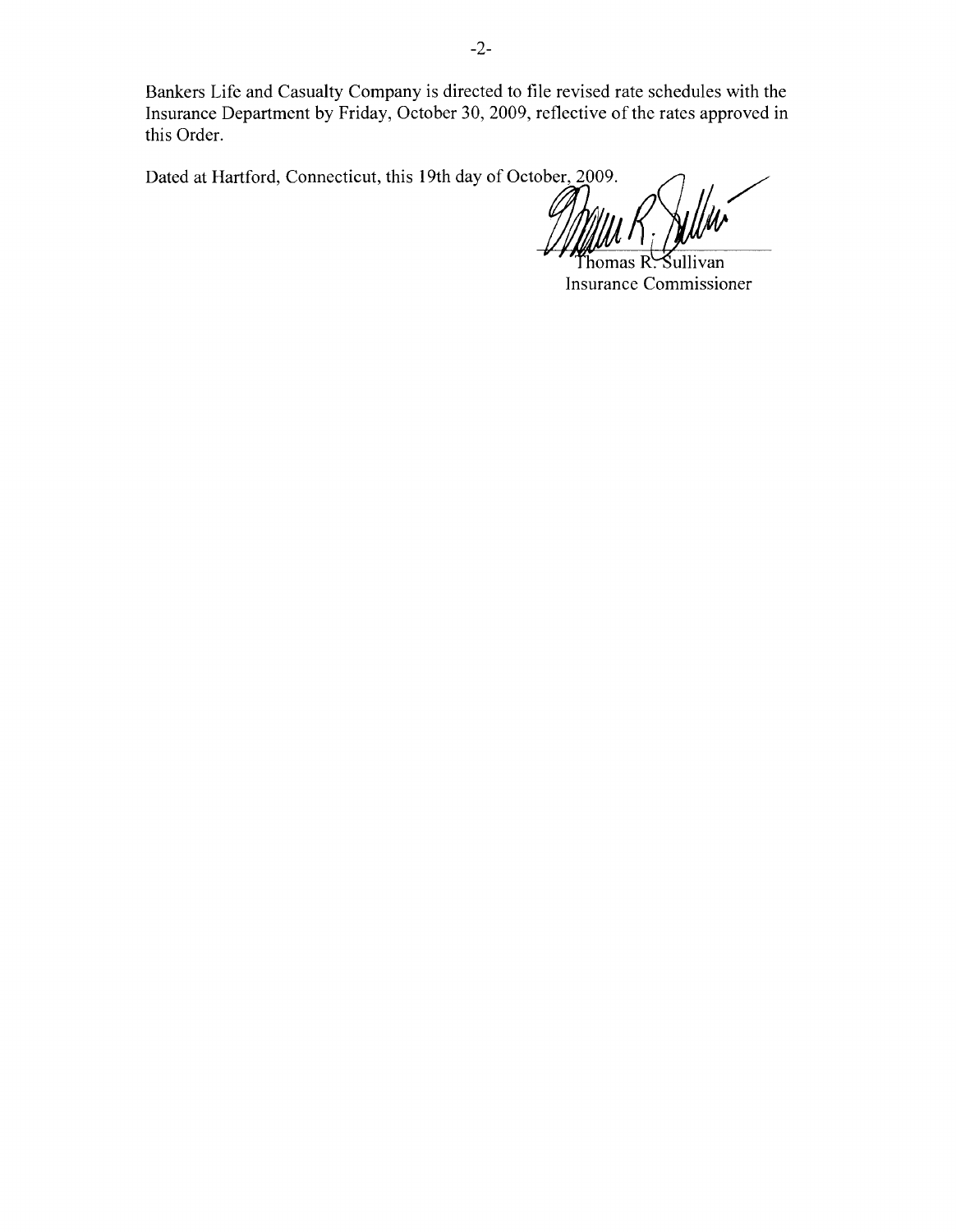Bankers Life and Casualty Company is directed to file revised rate schedules with the Insurance Department by Friday, October 30, 2009, reflective of the rates approved in this Order.

Dated at Hartford, Connecticut, this 19th day of October, 2009.

Thomas R. Sullivan
Insurance Commissioner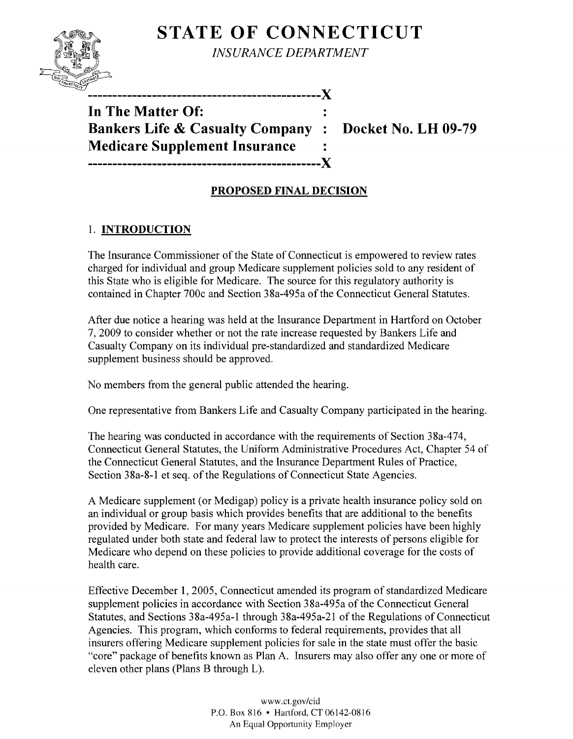# STATE OF CONNECTICUT

*INSURANCE DEPARTMENT*

---

**In The Matter Of:**
**Bankers Life & Casualty Company : Docket No. LH 09-79**
**Medicare Supplement Insurance**

---

## PROPOSED FINAL DECISION

### 1. INTRODUCTION

The Insurance Commissioner of the State of Connecticut is empowered to review rates charged for individual and group Medicare supplement policies sold to any resident of this State who is eligible for Medicare. The source for this regulatory authority is contained in Chapter 700c and Section 38a-495a of the Connecticut General Statutes.

After due notice a hearing was held at the Insurance Department in Hartford on October 7, 2009 to consider whether or not the rate increase requested by Bankers Life and Casualty Company on its individual pre-standardized and standardized Medicare supplement business should be approved.

No members from the general public attended the hearing.

One representative from Bankers Life and Casualty Company participated in the hearing.

The hearing was conducted in accordance with the requirements of Section 38a-474, Connecticut General Statutes, the Uniform Administrative Procedures Act, Chapter 54 of the Connecticut General Statutes, and the Insurance Department Rules of Practice, Section 38a-8-1 et seq. of the Regulations of Connecticut State Agencies.

A Medicare supplement (or Medigap) policy is a private health insurance policy sold on an individual or group basis which provides benefits that are additional to the benefits provided by Medicare. For many years Medicare supplement policies have been highly regulated under both state and federal law to protect the interests of persons eligible for Medicare who depend on these policies to provide additional coverage for the costs of health care.

Effective December 1, 2005, Connecticut amended its program of standardized Medicare supplement policies in accordance with Section 38a-495a of the Connecticut General Statutes, and Sections 38a-495a-1 through 38a-495a-21 of the Regulations of Connecticut Agencies. This program, which conforms to federal requirements, provides that all insurers offering Medicare supplement policies for sale in the state must offer the basic "core" package of benefits known as Plan A. Insurers may also offer any one or more of eleven other plans (Plans B through L).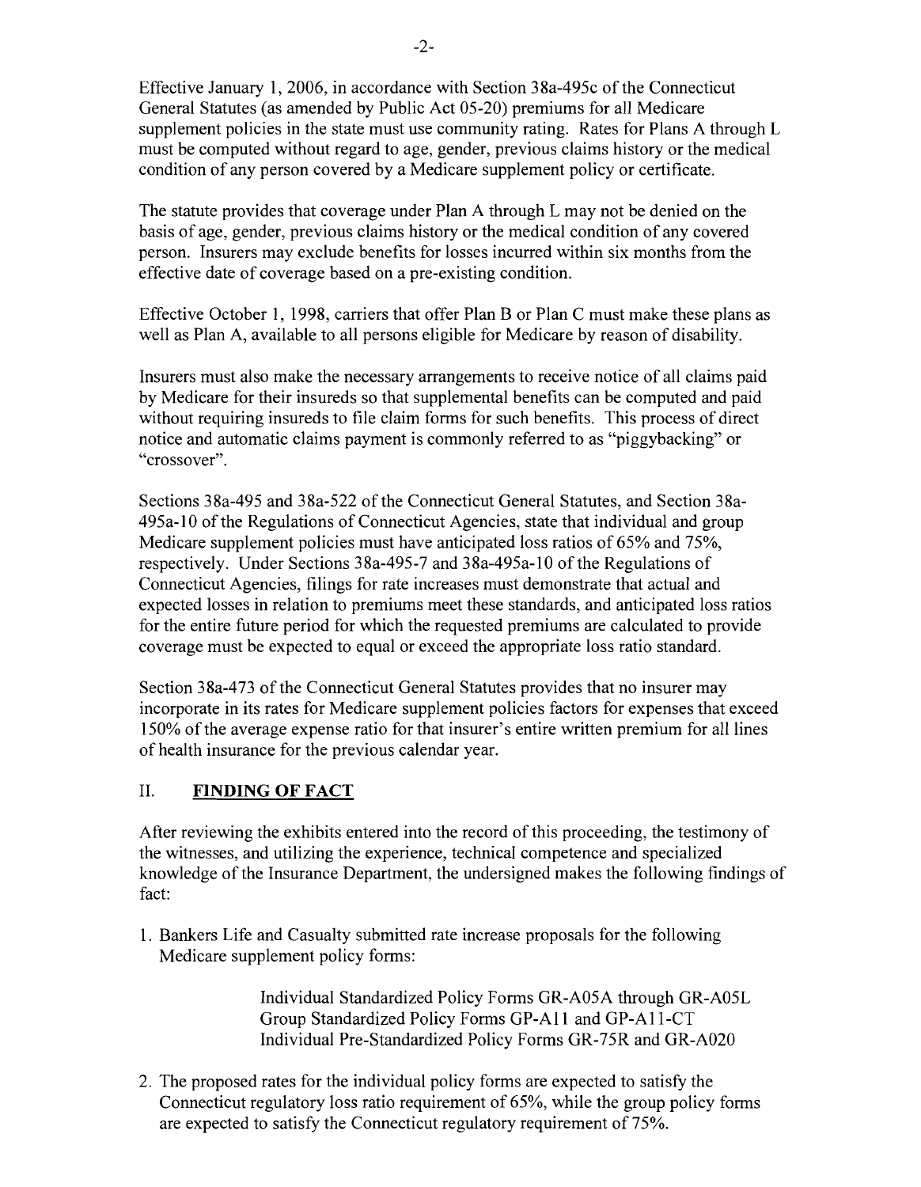Effective January 1, 2006, in accordance with Section 38a-495c of the Connecticut General Statutes (as amended by Public Act 05-20) premiums for all Medicare supplement policies in the state must use community rating. Rates for Plans A through L must be computed without regard to age, gender, previous claims history or the medical condition of any person covered by a Medicare supplement policy or certificate.

The statute provides that coverage under Plan A through L may not be denied on the basis of age, gender, previous claims history or the medical condition of any covered person. Insurers may exclude benefits for losses incurred within six months from the effective date of coverage based on a pre-existing condition.

Effective October 1, 1998, carriers that offer Plan B or Plan C must make these plans as well as Plan A, available to all persons eligible for Medicare by reason of disability.

Insurers must also make the necessary arrangements to receive notice of all claims paid by Medicare for their insureds so that supplemental benefits can be computed and paid without requiring insureds to file claim forms for such benefits. This process of direct notice and automatic claims payment is commonly referred to as "piggybacking" or "crossover".

Sections 38a-495 and 38a-522 of the Connecticut General Statutes, and Section 38a-495a-10 of the Regulations of Connecticut Agencies, state that individual and group Medicare supplement policies must have anticipated loss ratios of 65% and 75%, respectively. Under Sections 38a-495-7 and 38a-495a-10 of the Regulations of Connecticut Agencies, filings for rate increases must demonstrate that actual and expected losses in relation to premiums meet these standards, and anticipated loss ratios for the entire future period for which the requested premiums are calculated to provide coverage must be expected to equal or exceed the appropriate loss ratio standard.

Section 38a-473 of the Connecticut General Statutes provides that no insurer may incorporate in its rates for Medicare supplement policies factors for expenses that exceed 150% of the average expense ratio for that insurer's entire written premium for all lines of health insurance for the previous calendar year.

## II. <u>FINDING OF FACT</u>

After reviewing the exhibits entered into the record of this proceeding, the testimony of the witnesses, and utilizing the experience, technical competence and specialized knowledge of the Insurance Department, the undersigned makes the following findings of fact:

1. Bankers Life and Casualty submitted rate increase proposals for the following Medicare supplement policy forms:

   Individual Standardized Policy Forms GR-A05A through GR-A05L
   Group Standardized Policy Forms GP-A11 and GP-A11-CT
   Individual Pre-Standardized Policy Forms GR-75R and GR-A020

2. The proposed rates for the individual policy forms are expected to satisfy the Connecticut regulatory loss ratio requirement of 65%, while the group policy forms are expected to satisfy the Connecticut regulatory requirement of 75%.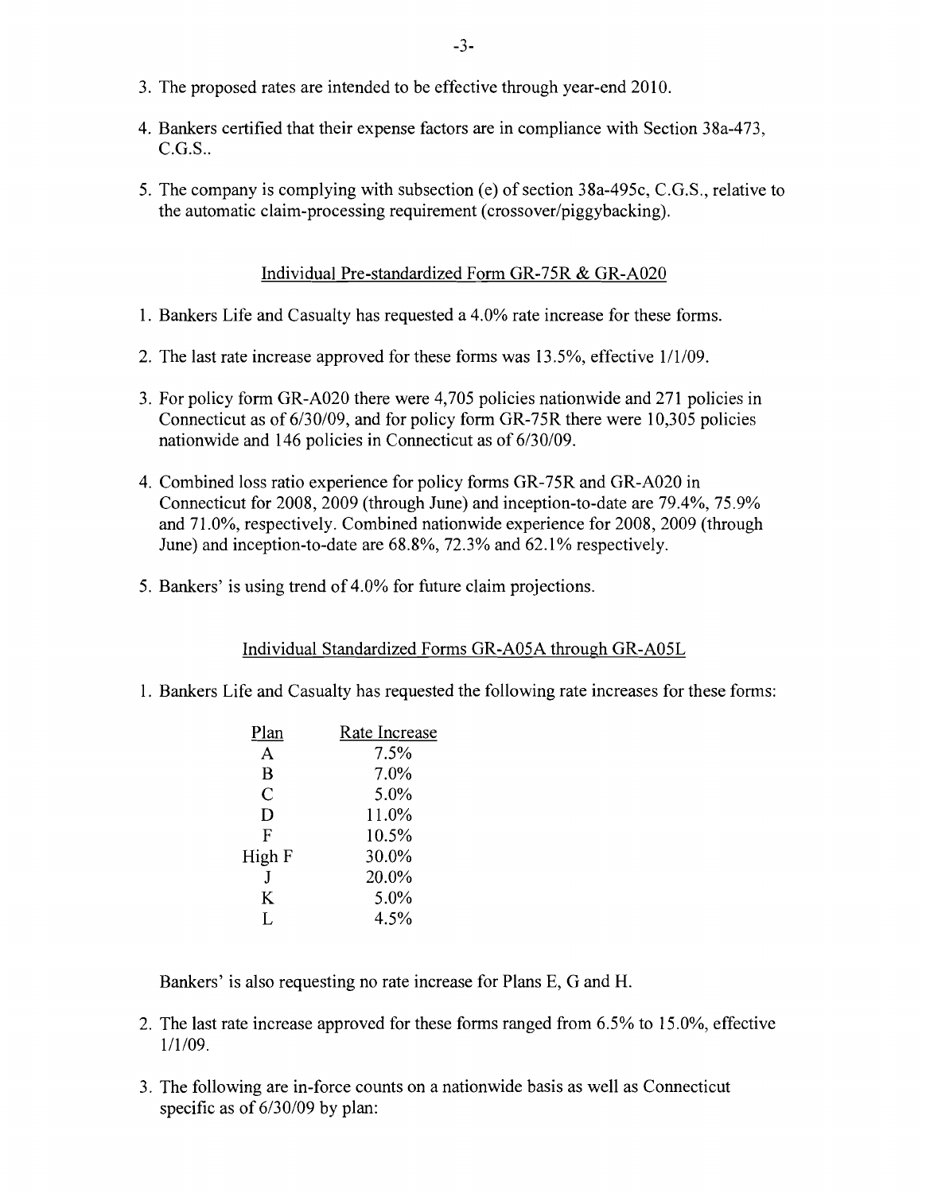3. The proposed rates are intended to be effective through year-end 2010.

4. Bankers certified that their expense factors are in compliance with Section 38a-473, C.G.S..

5. The company is complying with subsection (e) of section 38a-495c, C.G.S., relative to the automatic claim-processing requirement (crossover/piggybacking).

## Individual Pre-standardized Form GR-75R & GR-A020

1. Bankers Life and Casualty has requested a 4.0% rate increase for these forms.

2. The last rate increase approved for these forms was 13.5%, effective 1/1/09.

3. For policy form GR-A020 there were 4,705 policies nationwide and 271 policies in Connecticut as of 6/30/09, and for policy form GR-75R there were 10,305 policies nationwide and 146 policies in Connecticut as of 6/30/09.

4. Combined loss ratio experience for policy forms GR-75R and GR-A020 in Connecticut for 2008, 2009 (through June) and inception-to-date are 79.4%, 75.9% and 71.0%, respectively. Combined nationwide experience for 2008, 2009 (through June) and inception-to-date are 68.8%, 72.3% and 62.1% respectively.

5. Bankers' is using trend of 4.0% for future claim projections.

## Individual Standardized Forms GR-A05A through GR-A05L

1. Bankers Life and Casualty has requested the following rate increases for these forms:

| Plan | Rate Increase |
|---|---|
| A | 7.5% |
| B | 7.0% |
| C | 5.0% |
| D | 11.0% |
| F | 10.5% |
| High F | 30.0% |
| J | 20.0% |
| K | 5.0% |
| L | 4.5% |

   Bankers' is also requesting no rate increase for Plans E, G and H.

2. The last rate increase approved for these forms ranged from 6.5% to 15.0%, effective 1/1/09.

3. The following are in-force counts on a nationwide basis as well as Connecticut specific as of 6/30/09 by plan: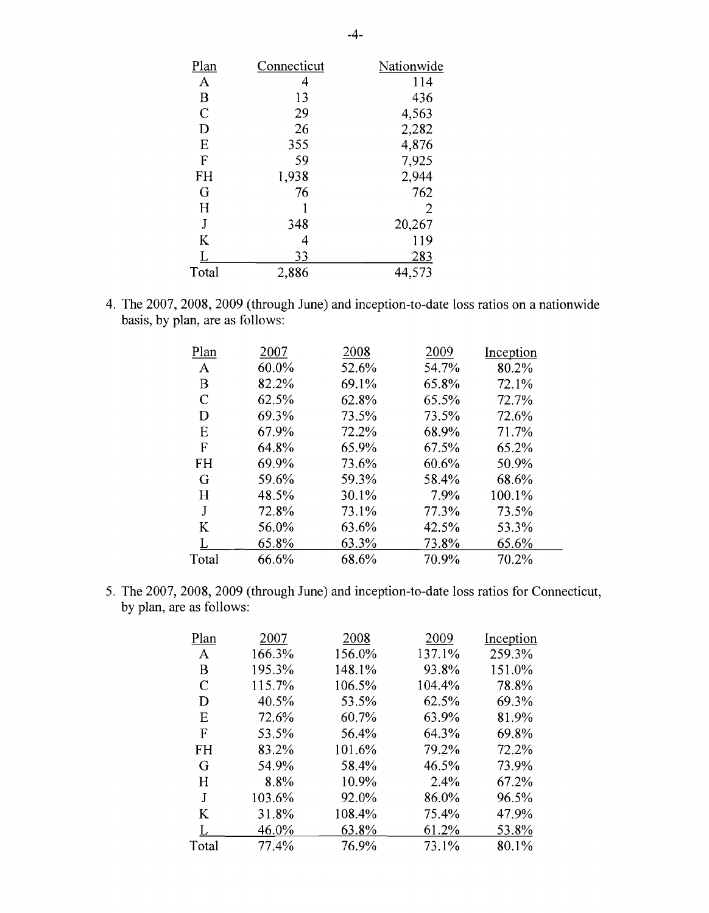| Plan | Connecticut | Nationwide |
|---|---|---|
| A | 4 | 114 |
| B | 13 | 436 |
| C | 29 | 4,563 |
| D | 26 | 2,282 |
| E | 355 | 4,876 |
| F | 59 | 7,925 |
| FH | 1,938 | 2,944 |
| G | 76 | 762 |
| H | 1 | 2 |
| J | 348 | 20,267 |
| K | 4 | 119 |
| L | 33 | 283 |
| Total | 2,886 | 44,573 |

4. The 2007, 2008, 2009 (through June) and inception-to-date loss ratios on a nationwide basis, by plan, are as follows:

| Plan | 2007 | 2008 | 2009 | Inception |
|---|---|---|---|---|
| A | 60.0% | 52.6% | 54.7% | 80.2% |
| B | 82.2% | 69.1% | 65.8% | 72.1% |
| C | 62.5% | 62.8% | 65.5% | 72.7% |
| D | 69.3% | 73.5% | 73.5% | 72.6% |
| E | 67.9% | 72.2% | 68.9% | 71.7% |
| F | 64.8% | 65.9% | 67.5% | 65.2% |
| FH | 69.9% | 73.6% | 60.6% | 50.9% |
| G | 59.6% | 59.3% | 58.4% | 68.6% |
| H | 48.5% | 30.1% | 7.9% | 100.1% |
| J | 72.8% | 73.1% | 77.3% | 73.5% |
| K | 56.0% | 63.6% | 42.5% | 53.3% |
| L | 65.8% | 63.3% | 73.8% | 65.6% |
| Total | 66.6% | 68.6% | 70.9% | 70.2% |

5. The 2007, 2008, 2009 (through June) and inception-to-date loss ratios for Connecticut, by plan, are as follows:

| Plan | 2007 | 2008 | 2009 | Inception |
|---|---|---|---|---|
| A | 166.3% | 156.0% | 137.1% | 259.3% |
| B | 195.3% | 148.1% | 93.8% | 151.0% |
| C | 115.7% | 106.5% | 104.4% | 78.8% |
| D | 40.5% | 53.5% | 62.5% | 69.3% |
| E | 72.6% | 60.7% | 63.9% | 81.9% |
| F | 53.5% | 56.4% | 64.3% | 69.8% |
| FH | 83.2% | 101.6% | 79.2% | 72.2% |
| G | 54.9% | 58.4% | 46.5% | 73.9% |
| H | 8.8% | 10.9% | 2.4% | 67.2% |
| J | 103.6% | 92.0% | 86.0% | 96.5% |
| K | 31.8% | 108.4% | 75.4% | 47.9% |
| L | 46.0% | 63.8% | 61.2% | 53.8% |
| Total | 77.4% | 76.9% | 73.1% | 80.1% |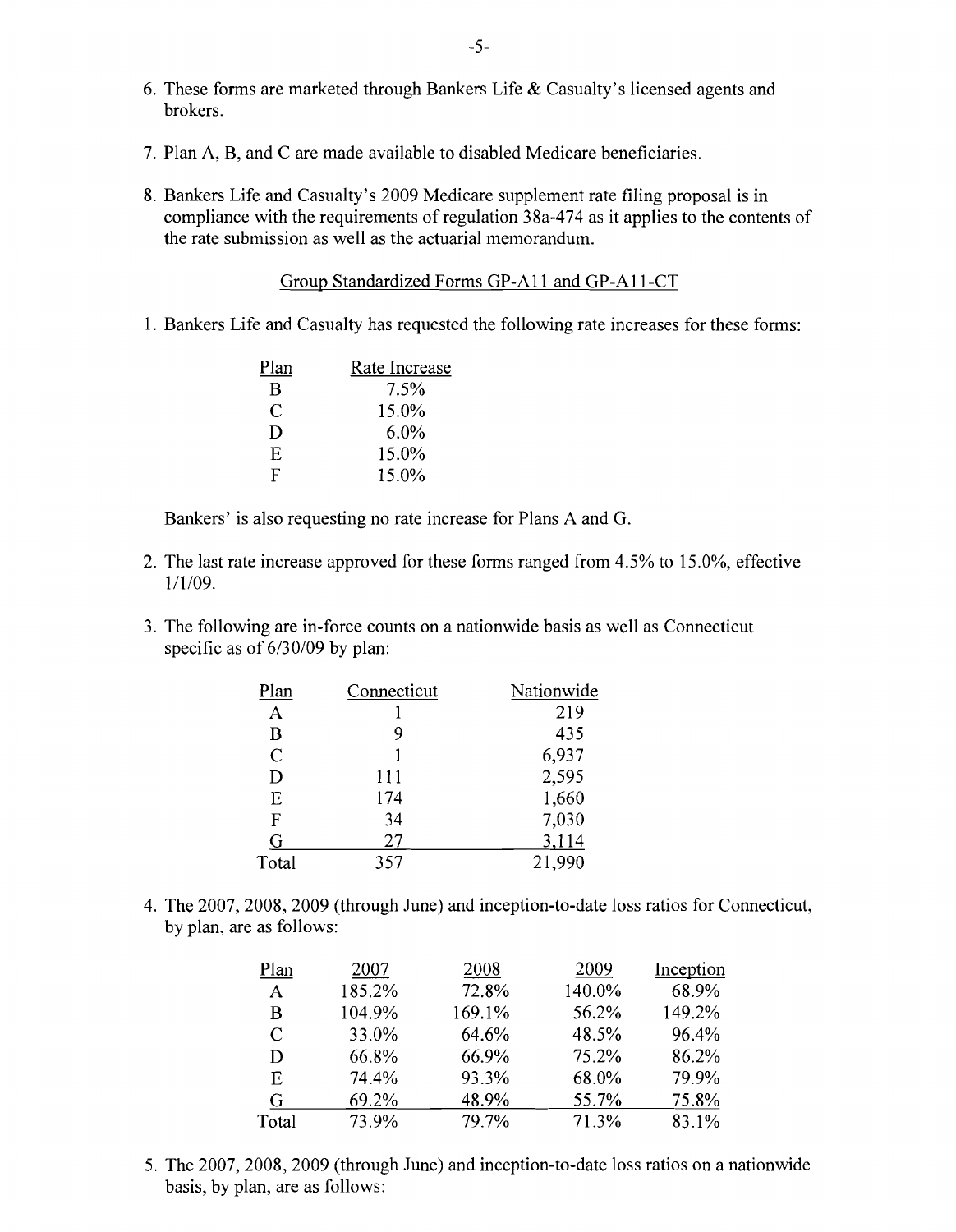6. These forms are marketed through Bankers Life & Casualty's licensed agents and brokers.

7. Plan A, B, and C are made available to disabled Medicare beneficiaries.

8. Bankers Life and Casualty's 2009 Medicare supplement rate filing proposal is in compliance with the requirements of regulation 38a-474 as it applies to the contents of the rate submission as well as the actuarial memorandum.

Group Standardized Forms GP-A11 and GP-A11-CT

1. Bankers Life and Casualty has requested the following rate increases for these forms:

| Plan | Rate Increase |
|---|---|
| B | 7.5% |
| C | 15.0% |
| D | 6.0% |
| E | 15.0% |
| F | 15.0% |

Bankers' is also requesting no rate increase for Plans A and G.

2. The last rate increase approved for these forms ranged from 4.5% to 15.0%, effective 1/1/09.

3. The following are in-force counts on a nationwide basis as well as Connecticut specific as of 6/30/09 by plan:

| Plan | Connecticut | Nationwide |
|---|---|---|
| A | 1 | 219 |
| B | 9 | 435 |
| C | 1 | 6,937 |
| D | 111 | 2,595 |
| E | 174 | 1,660 |
| F | 34 | 7,030 |
| G | 27 | 3,114 |
| Total | 357 | 21,990 |

4. The 2007, 2008, 2009 (through June) and inception-to-date loss ratios for Connecticut, by plan, are as follows:

| Plan | 2007 | 2008 | 2009 | Inception |
|---|---|---|---|---|
| A | 185.2% | 72.8% | 140.0% | 68.9% |
| B | 104.9% | 169.1% | 56.2% | 149.2% |
| C | 33.0% | 64.6% | 48.5% | 96.4% |
| D | 66.8% | 66.9% | 75.2% | 86.2% |
| E | 74.4% | 93.3% | 68.0% | 79.9% |
| G | 69.2% | 48.9% | 55.7% | 75.8% |
| Total | 73.9% | 79.7% | 71.3% | 83.1% |

5. The 2007, 2008, 2009 (through June) and inception-to-date loss ratios on a nationwide basis, by plan, are as follows: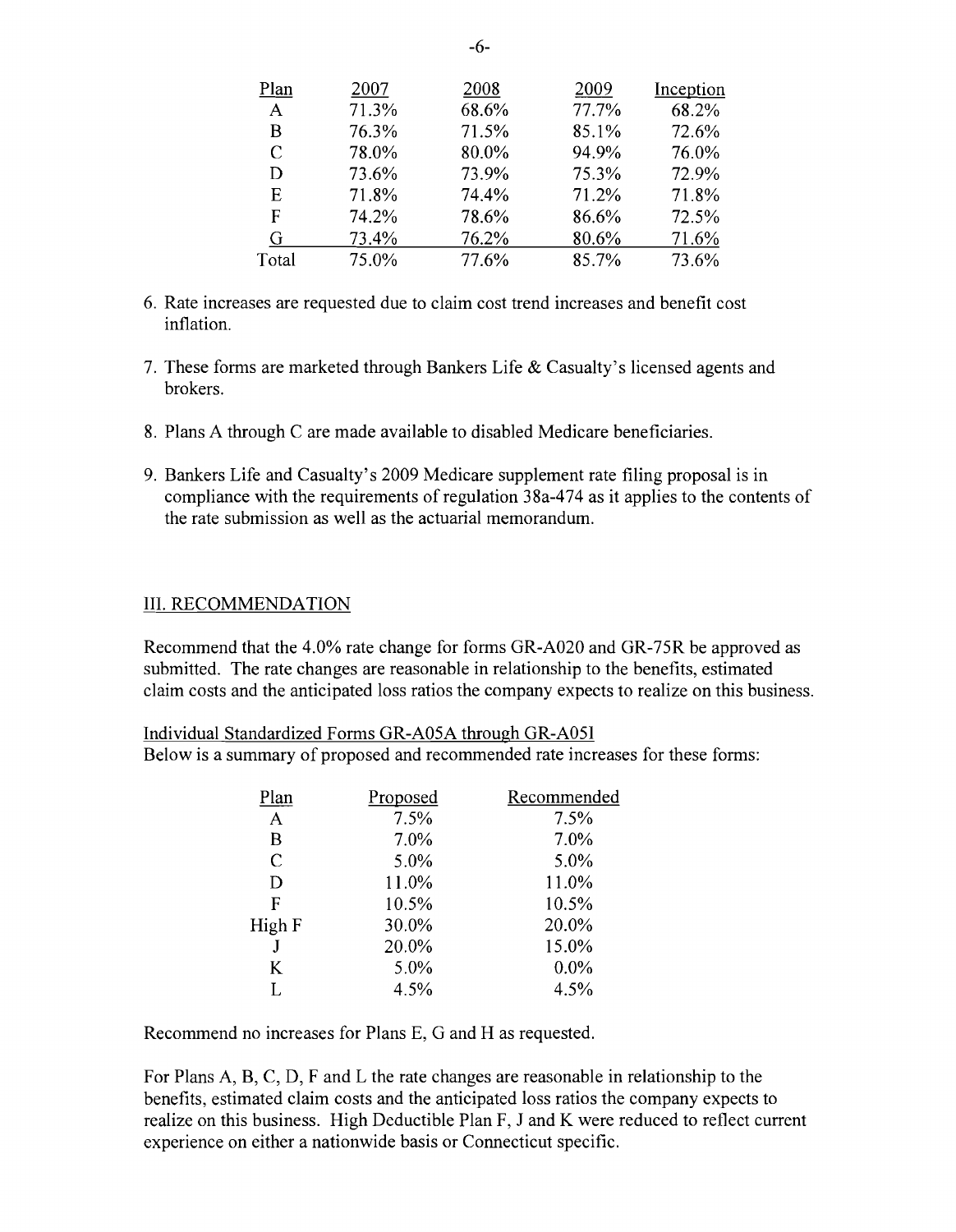| Plan | 2007 | 2008 | 2009 | Inception |
|---|---|---|---|---|
| A | 71.3% | 68.6% | 77.7% | 68.2% |
| B | 76.3% | 71.5% | 85.1% | 72.6% |
| C | 78.0% | 80.0% | 94.9% | 76.0% |
| D | 73.6% | 73.9% | 75.3% | 72.9% |
| E | 71.8% | 74.4% | 71.2% | 71.8% |
| F | 74.2% | 78.6% | 86.6% | 72.5% |
| G | 73.4% | 76.2% | 80.6% | 71.6% |
| Total | 75.0% | 77.6% | 85.7% | 73.6% |

6. Rate increases are requested due to claim cost trend increases and benefit cost inflation.

7. These forms are marketed through Bankers Life & Casualty's licensed agents and brokers.

8. Plans A through C are made available to disabled Medicare beneficiaries.

9. Bankers Life and Casualty's 2009 Medicare supplement rate filing proposal is in compliance with the requirements of regulation 38a-474 as it applies to the contents of the rate submission as well as the actuarial memorandum.

## III. RECOMMENDATION

Recommend that the 4.0% rate change for forms GR-A020 and GR-75R be approved as submitted. The rate changes are reasonable in relationship to the benefits, estimated claim costs and the anticipated loss ratios the company expects to realize on this business.

Individual Standardized Forms GR-A05A through GR-A05I

Below is a summary of proposed and recommended rate increases for these forms:

| Plan | Proposed | Recommended |
|---|---|---|
| A | 7.5% | 7.5% |
| B | 7.0% | 7.0% |
| C | 5.0% | 5.0% |
| D | 11.0% | 11.0% |
| F | 10.5% | 10.5% |
| High F | 30.0% | 20.0% |
| J | 20.0% | 15.0% |
| K | 5.0% | 0.0% |
| L | 4.5% | 4.5% |

Recommend no increases for Plans E, G and H as requested.

For Plans A, B, C, D, F and L the rate changes are reasonable in relationship to the benefits, estimated claim costs and the anticipated loss ratios the company expects to realize on this business. High Deductible Plan F, J and K were reduced to reflect current experience on either a nationwide basis or Connecticut specific.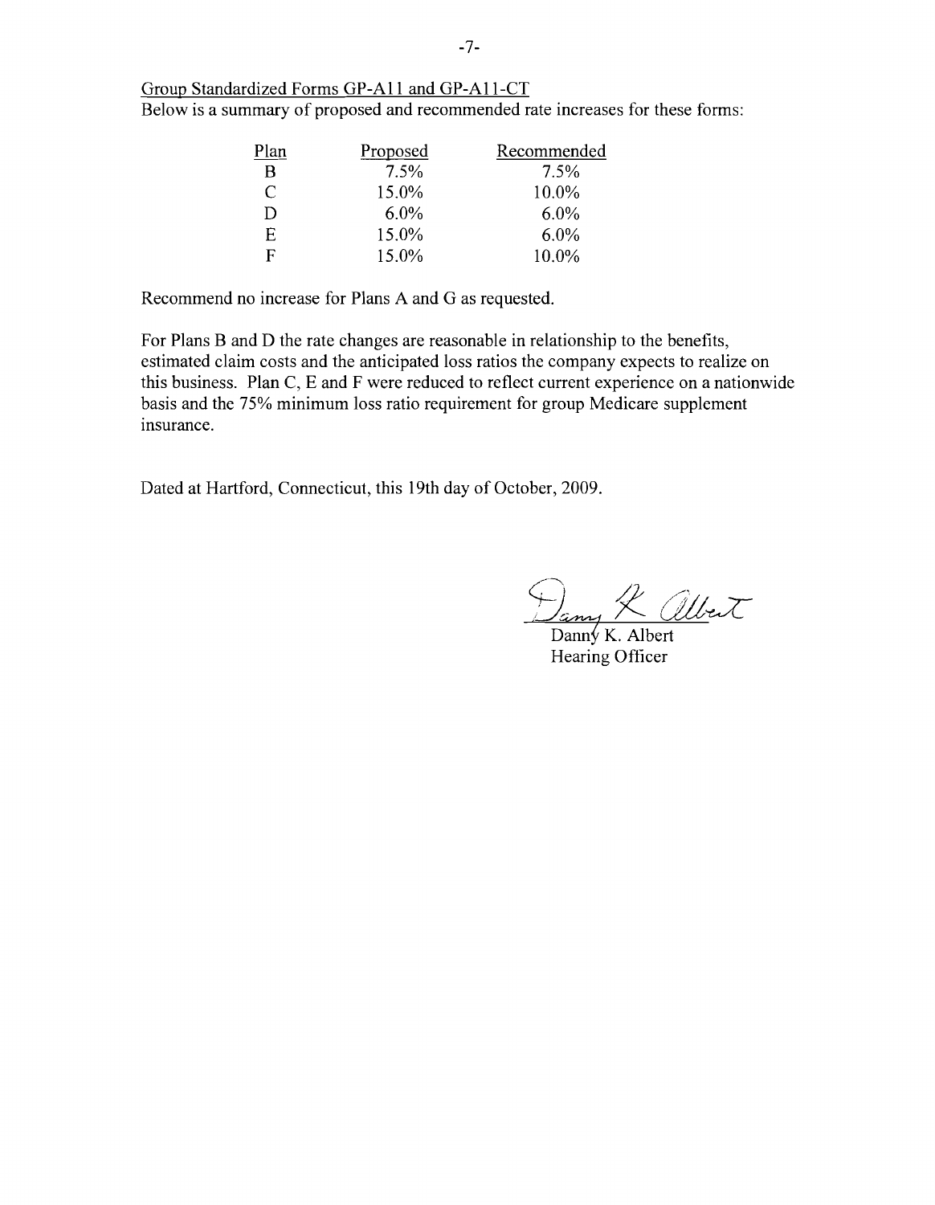Group Standardized Forms GP-A11 and GP-A11-CT

Below is a summary of proposed and recommended rate increases for these forms:

| Plan | Proposed | Recommended |
|---|---|---|
| B | 7.5% | 7.5% |
| C | 15.0% | 10.0% |
| D | 6.0% | 6.0% |
| E | 15.0% | 6.0% |
| F | 15.0% | 10.0% |

Recommend no increase for Plans A and G as requested.

For Plans B and D the rate changes are reasonable in relationship to the benefits, estimated claim costs and the anticipated loss ratios the company expects to realize on this business. Plan C, E and F were reduced to reflect current experience on a nationwide basis and the 75% minimum loss ratio requirement for group Medicare supplement insurance.

Dated at Hartford, Connecticut, this 19th day of October, 2009.

Danny K. Albert
Hearing Officer